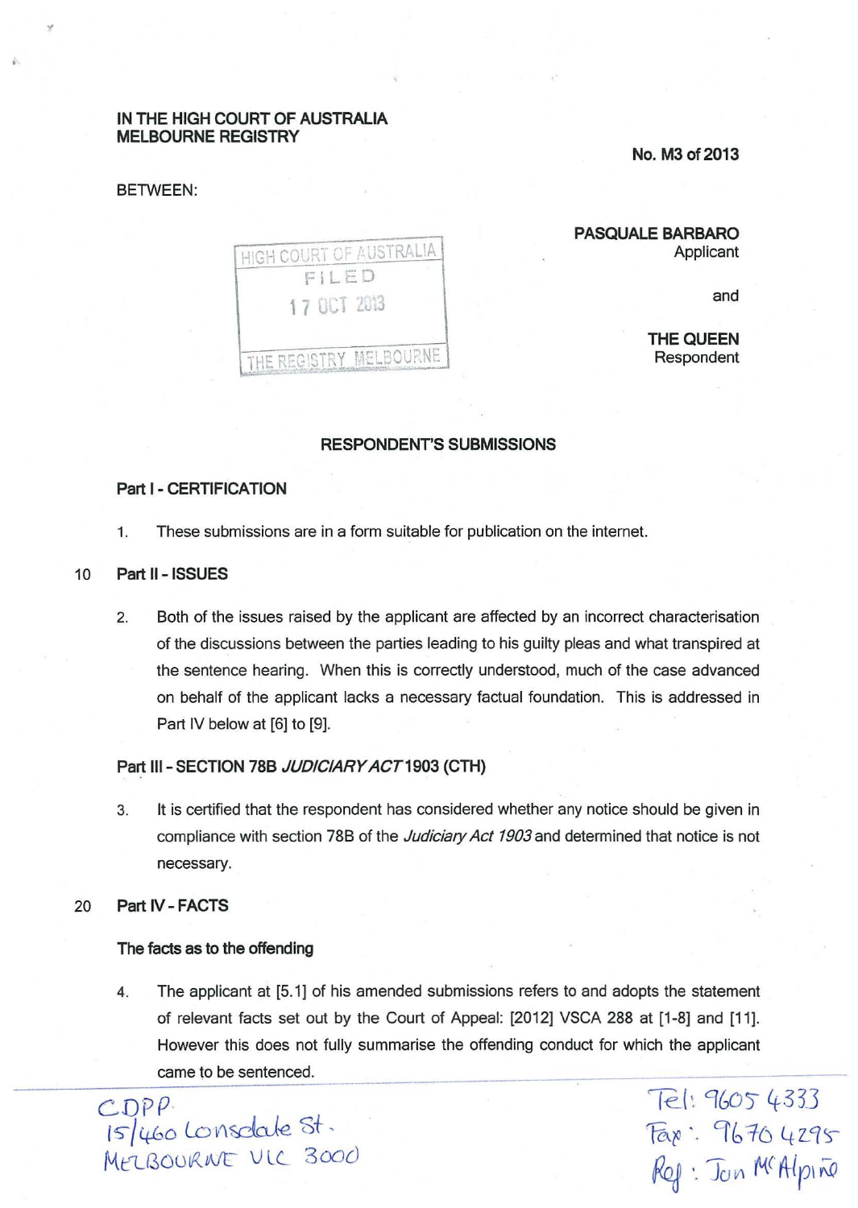IN THE HIGH COURT OF AUSTRALIA
MELBOURNE REGISTRY

No. M3 of 2013

BETWEEN:

HIGH COURT OF AUSTRALIA
FILED
17 OCT 2013
THE REGISTRY MELBOURNE

**PASQUALE BARBARO**
Applicant

and

**THE QUEEN**
Respondent

## RESPONDENT'S SUBMISSIONS

### Part I - CERTIFICATION

1. These submissions are in a form suitable for publication on the internet.

### Part II - ISSUES

2. Both of the issues raised by the applicant are affected by an incorrect characterisation of the discussions between the parties leading to his guilty pleas and what transpired at the sentence hearing. When this is correctly understood, much of the case advanced on behalf of the applicant lacks a necessary factual foundation. This is addressed in Part IV below at [6] to [9].

### Part III - SECTION 78B *JUDICIARY ACT* 1903 (CTH)

3. It is certified that the respondent has considered whether any notice should be given in compliance with section 78B of the *Judiciary Act 1903* and determined that notice is not necessary.

### Part IV - FACTS

**The facts as to the offending**

4. The applicant at [5.1] of his amended submissions refers to and adopts the statement of relevant facts set out by the Court of Appeal: [2012] VSCA 288 at [1-8] and [11]. However this does not fully summarise the offending conduct for which the applicant came to be sentenced.

CDPP
15/460 Lonsdale St.
MELBOURNE VIC 3000

Tel: 9605 4333
Fax: 9670 4295
Ref: Jon McAlpine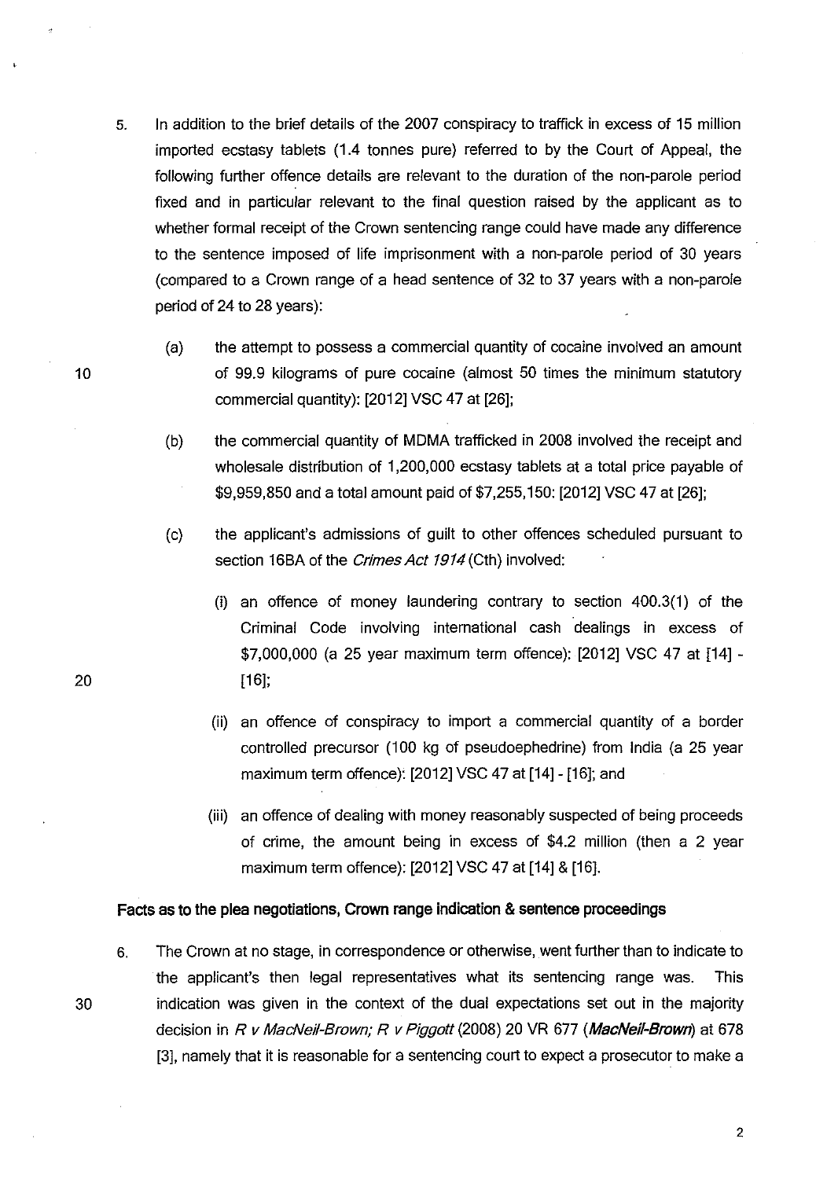5. In addition to the brief details of the 2007 conspiracy to traffick in excess of 15 million imported ecstasy tablets (1.4 tonnes pure) referred to by the Court of Appeal, the following further offence details are relevant to the duration of the non-parole period fixed and in particular relevant to the final question raised by the applicant as to whether formal receipt of the Crown sentencing range could have made any difference to the sentence imposed of life imprisonment with a non-parole period of 30 years (compared to a Crown range of a head sentence of 32 to 37 years with a non-parole period of 24 to 28 years):

   (a) the attempt to possess a commercial quantity of cocaine involved an amount of 99.9 kilograms of pure cocaine (almost 50 times the minimum statutory commercial quantity): [2012] VSC 47 at [26];

   (b) the commercial quantity of MDMA trafficked in 2008 involved the receipt and wholesale distribution of 1,200,000 ecstasy tablets at a total price payable of $9,959,850 and a total amount paid of $7,255,150: [2012] VSC 47 at [26];

   (c) the applicant's admissions of guilt to other offences scheduled pursuant to section 16BA of the *Crimes Act 1914* (Cth) involved:

      (i) an offence of money laundering contrary to section 400.3(1) of the Criminal Code involving international cash dealings in excess of $7,000,000 (a 25 year maximum term offence): [2012] VSC 47 at [14] - [16];

      (ii) an offence of conspiracy to import a commercial quantity of a border controlled precursor (100 kg of pseudoephedrine) from India (a 25 year maximum term offence): [2012] VSC 47 at [14] - [16]; and

      (iii) an offence of dealing with money reasonably suspected of being proceeds of crime, the amount being in excess of $4.2 million (then a 2 year maximum term offence): [2012] VSC 47 at [14] & [16].

**Facts as to the plea negotiations, Crown range indication & sentence proceedings**

6. The Crown at no stage, in correspondence or otherwise, went further than to indicate to the applicant's then legal representatives what its sentencing range was. This indication was given in the context of the dual expectations set out in the majority decision in *R v MacNeil-Brown; R v Piggott* (2008) 20 VR 677 (***MacNeil-Brown***) at 678 [3], namely that it is reasonable for a sentencing court to expect a prosecutor to make a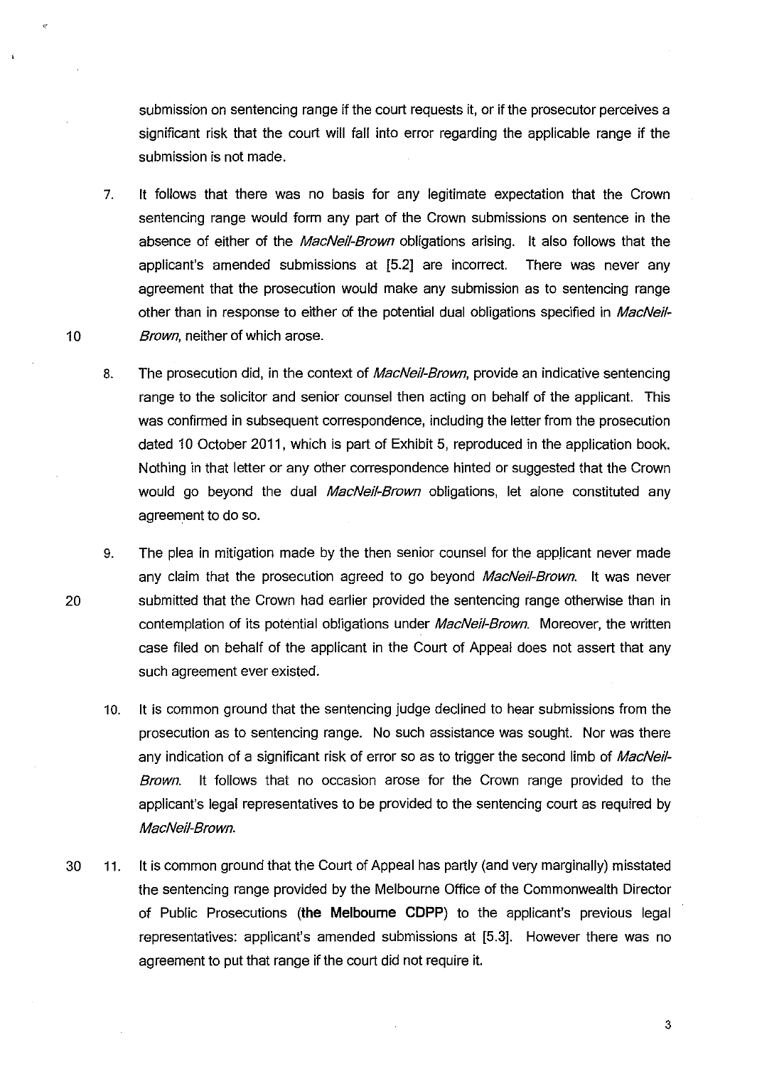submission on sentencing range if the court requests it, or if the prosecutor perceives a significant risk that the court will fall into error regarding the applicable range if the submission is not made.

7. It follows that there was no basis for any legitimate expectation that the Crown sentencing range would form any part of the Crown submissions on sentence in the absence of either of the *MacNeil-Brown* obligations arising. It also follows that the applicant's amended submissions at [5.2] are incorrect. There was never any agreement that the prosecution would make any submission as to sentencing range other than in response to either of the potential dual obligations specified in *MacNeil-Brown*, neither of which arose.

8. The prosecution did, in the context of *MacNeil-Brown*, provide an indicative sentencing range to the solicitor and senior counsel then acting on behalf of the applicant. This was confirmed in subsequent correspondence, including the letter from the prosecution dated 10 October 2011, which is part of Exhibit 5, reproduced in the application book. Nothing in that letter or any other correspondence hinted or suggested that the Crown would go beyond the dual *MacNeil-Brown* obligations, let alone constituted any agreement to do so.

9. The plea in mitigation made by the then senior counsel for the applicant never made any claim that the prosecution agreed to go beyond *MacNeil-Brown*. It was never submitted that the Crown had earlier provided the sentencing range otherwise than in contemplation of its potential obligations under *MacNeil-Brown*. Moreover, the written case filed on behalf of the applicant in the Court of Appeal does not assert that any such agreement ever existed.

10. It is common ground that the sentencing judge declined to hear submissions from the prosecution as to sentencing range. No such assistance was sought. Nor was there any indication of a significant risk of error so as to trigger the second limb of *MacNeil-Brown*. It follows that no occasion arose for the Crown range provided to the applicant's legal representatives to be provided to the sentencing court as required by *MacNeil-Brown*.

11. It is common ground that the Court of Appeal has partly (and very marginally) misstated the sentencing range provided by the Melbourne Office of the Commonwealth Director of Public Prosecutions (**the Melbourne CDPP**) to the applicant's previous legal representatives: applicant's amended submissions at [5.3]. However there was no agreement to put that range if the court did not require it.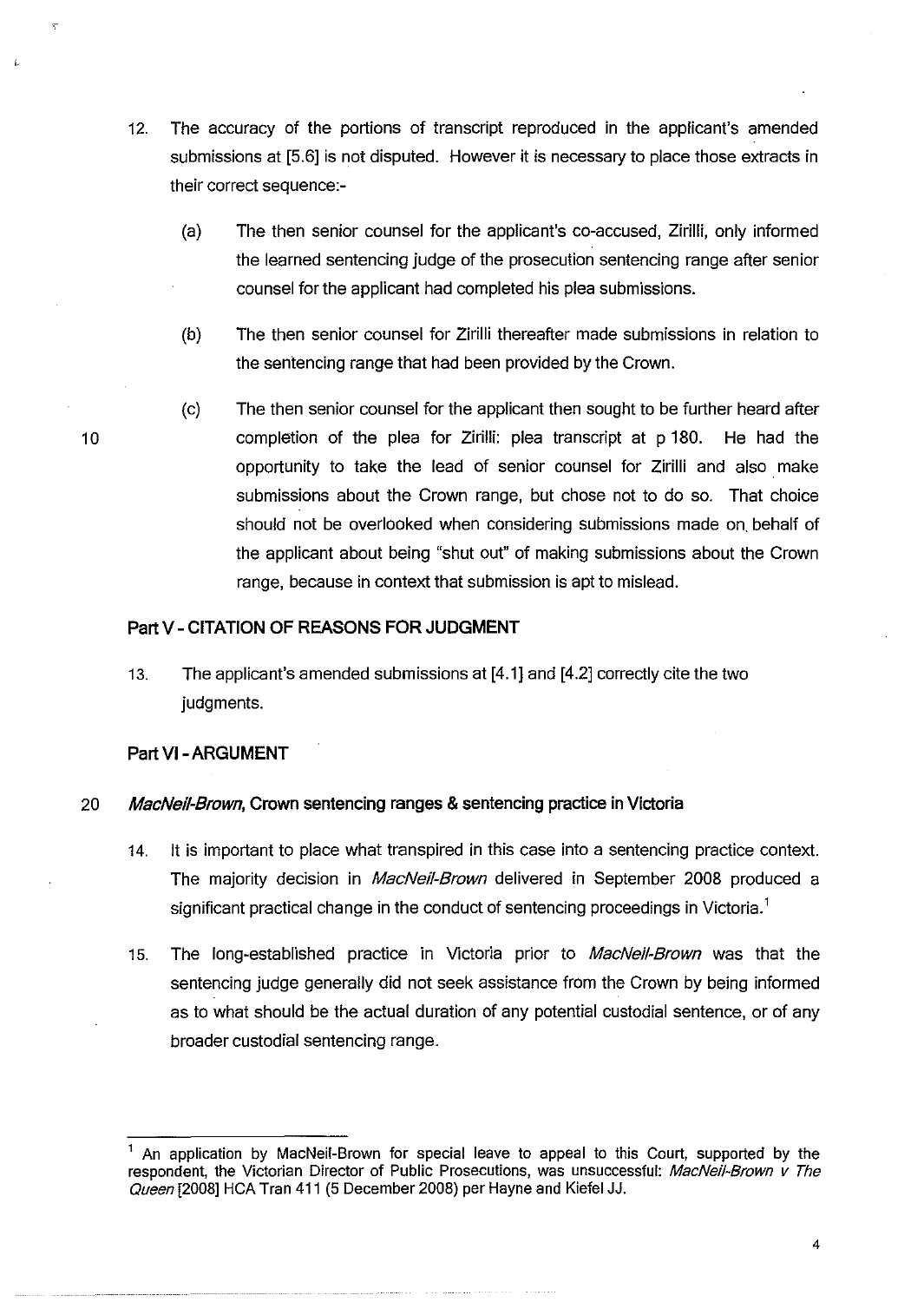12. The accuracy of the portions of transcript reproduced in the applicant's amended submissions at [5.6] is not disputed. However it is necessary to place those extracts in their correct sequence:-

    (a) The then senior counsel for the applicant's co-accused, Zirilli, only informed the learned sentencing judge of the prosecution sentencing range after senior counsel for the applicant had completed his plea submissions.

    (b) The then senior counsel for Zirilli thereafter made submissions in relation to the sentencing range that had been provided by the Crown.

    (c) The then senior counsel for the applicant then sought to be further heard after completion of the plea for Zirilli: plea transcript at p 180. He had the opportunity to take the lead of senior counsel for Zirilli and also make submissions about the Crown range, but chose not to do so. That choice should not be overlooked when considering submissions made on behalf of the applicant about being "shut out" of making submissions about the Crown range, because in context that submission is apt to mislead.

## Part V - CITATION OF REASONS FOR JUDGMENT

13. The applicant's amended submissions at [4.1] and [4.2] correctly cite the two judgments.

## Part VI - ARGUMENT

### *MacNeil-Brown*, Crown sentencing ranges & sentencing practice in Victoria

14. It is important to place what transpired in this case into a sentencing practice context. The majority decision in *MacNeil-Brown* delivered in September 2008 produced a significant practical change in the conduct of sentencing proceedings in Victoria.[1]

15. The long-established practice in Victoria prior to *MacNeil-Brown* was that the sentencing judge generally did not seek assistance from the Crown by being informed as to what should be the actual duration of any potential custodial sentence, or of any broader custodial sentencing range.

---

[1] An application by MacNeil-Brown for special leave to appeal to this Court, supported by the respondent, the Victorian Director of Public Prosecutions, was unsuccessful: *MacNeil-Brown v The Queen* [2008] HCA Tran 411 (5 December 2008) per Hayne and Kiefel JJ.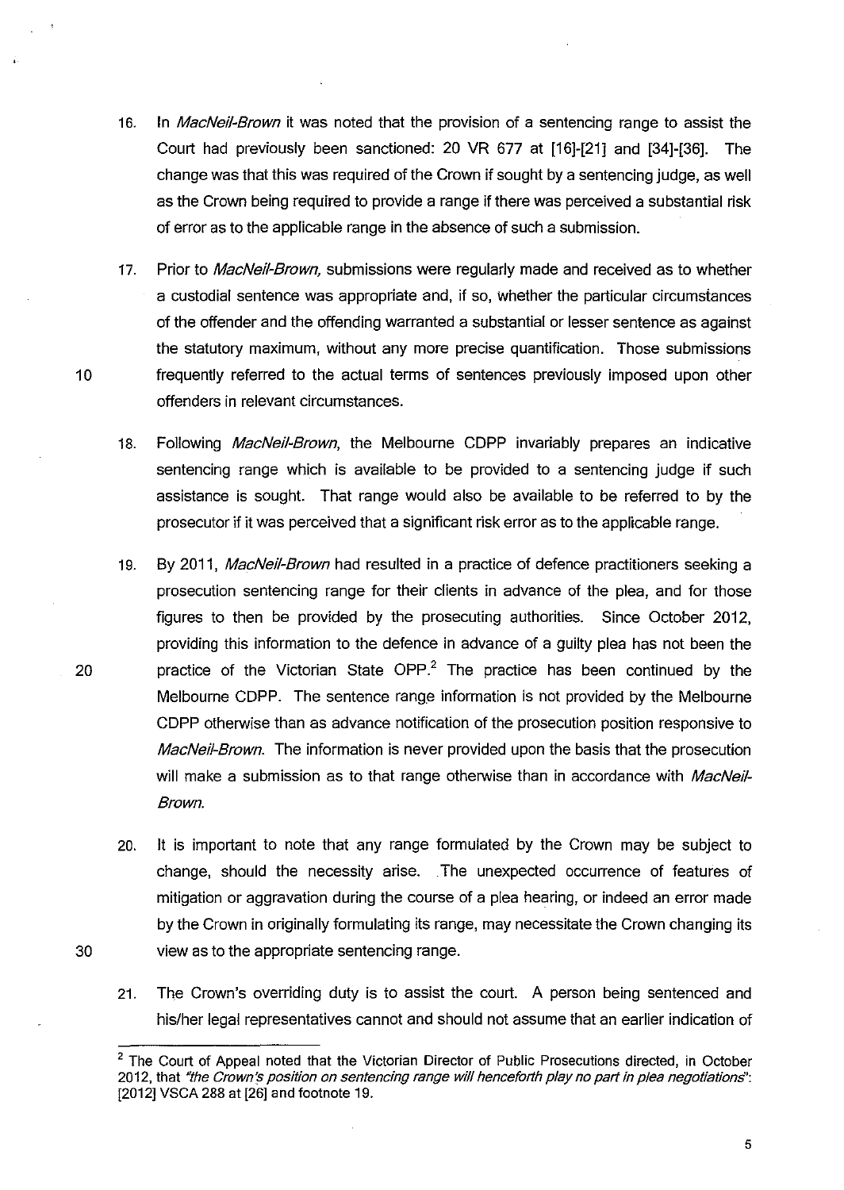16. In *MacNeil-Brown* it was noted that the provision of a sentencing range to assist the Court had previously been sanctioned: 20 VR 677 at [16]-[21] and [34]-[36]. The change was that this was required of the Crown if sought by a sentencing judge, as well as the Crown being required to provide a range if there was perceived a substantial risk of error as to the applicable range in the absence of such a submission.

17. Prior to *MacNeil-Brown,* submissions were regularly made and received as to whether a custodial sentence was appropriate and, if so, whether the particular circumstances of the offender and the offending warranted a substantial or lesser sentence as against the statutory maximum, without any more precise quantification. Those submissions frequently referred to the actual terms of sentences previously imposed upon other offenders in relevant circumstances.

18. Following *MacNeil-Brown,* the Melbourne CDPP invariably prepares an indicative sentencing range which is available to be provided to a sentencing judge if such assistance is sought. That range would also be available to be referred to by the prosecutor if it was perceived that a significant risk error as to the applicable range.

19. By 2011, *MacNeil-Brown* had resulted in a practice of defence practitioners seeking a prosecution sentencing range for their clients in advance of the plea, and for those figures to then be provided by the prosecuting authorities. Since October 2012, providing this information to the defence in advance of a guilty plea has not been the practice of the Victorian State OPP.[2] The practice has been continued by the Melbourne CDPP. The sentence range information is not provided by the Melbourne CDPP otherwise than as advance notification of the prosecution position responsive to *MacNeil-Brown.* The information is never provided upon the basis that the prosecution will make a submission as to that range otherwise than in accordance with *MacNeil-Brown.*

20. It is important to note that any range formulated by the Crown may be subject to change, should the necessity arise. The unexpected occurrence of features of mitigation or aggravation during the course of a plea hearing, or indeed an error made by the Crown in originally formulating its range, may necessitate the Crown changing its view as to the appropriate sentencing range.

21. The Crown's overriding duty is to assist the court. A person being sentenced and his/her legal representatives cannot and should not assume that an earlier indication of

---

[2] The Court of Appeal noted that the Victorian Director of Public Prosecutions directed, in October 2012, that *"the Crown's position on sentencing range will henceforth play no part in plea negotiations"*: [2012] VSCA 288 at [26] and footnote 19.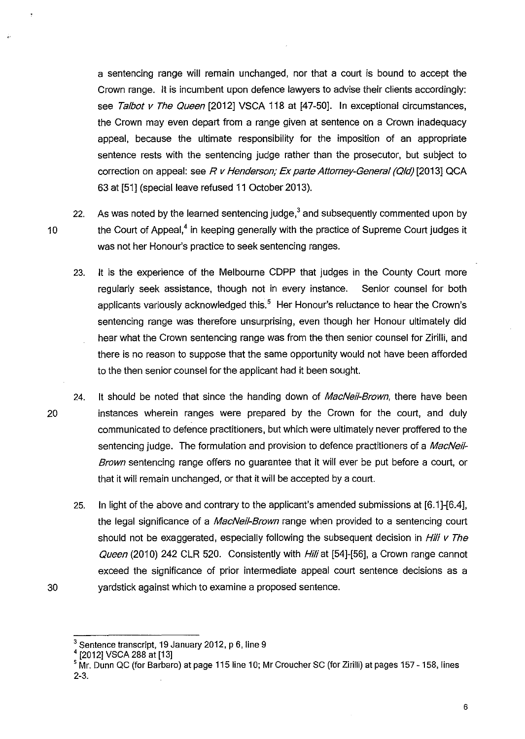a sentencing range will remain unchanged, nor that a court is bound to accept the Crown range. It is incumbent upon defence lawyers to advise their clients accordingly: see *Talbot v The Queen* [2012] VSCA 118 at [47-50]. In exceptional circumstances, the Crown may even depart from a range given at sentence on a Crown inadequacy appeal, because the ultimate responsibility for the imposition of an appropriate sentence rests with the sentencing judge rather than the prosecutor, but subject to correction on appeal: see *R v Henderson; Ex parte Attorney-General (Qld)* [2013] QCA 63 at [51] (special leave refused 11 October 2013).

22. As was noted by the learned sentencing judge,[3] and subsequently commented upon by the Court of Appeal,[4] in keeping generally with the practice of Supreme Court judges it was not her Honour's practice to seek sentencing ranges.

23. It is the experience of the Melbourne CDPP that judges in the County Court more regularly seek assistance, though not in every instance. Senior counsel for both applicants variously acknowledged this.[5] Her Honour's reluctance to hear the Crown's sentencing range was therefore unsurprising, even though her Honour ultimately did hear what the Crown sentencing range was from the then senior counsel for Zirilli, and there is no reason to suppose that the same opportunity would not have been afforded to the then senior counsel for the applicant had it been sought.

24. It should be noted that since the handing down of *MacNeil-Brown*, there have been instances wherein ranges were prepared by the Crown for the court, and duly communicated to defence practitioners, but which were ultimately never proffered to the sentencing judge. The formulation and provision to defence practitioners of a *MacNeil-Brown* sentencing range offers no guarantee that it will ever be put before a court, or that it will remain unchanged, or that it will be accepted by a court.

25. In light of the above and contrary to the applicant's amended submissions at [6.1]-[6.4], the legal significance of a *MacNeil-Brown* range when provided to a sentencing court should not be exaggerated, especially following the subsequent decision in *Hili v The Queen* (2010) 242 CLR 520. Consistently with *Hili* at [54]-[56], a Crown range cannot exceed the significance of prior intermediate appeal court sentence decisions as a yardstick against which to examine a proposed sentence.

---

[3] Sentence transcript, 19 January 2012, p 6, line 9

[4] [2012] VSCA 288 at [13]

[5] Mr. Dunn QC (for Barbaro) at page 115 line 10; Mr Croucher SC (for Zirilli) at pages 157 - 158, lines 2-3.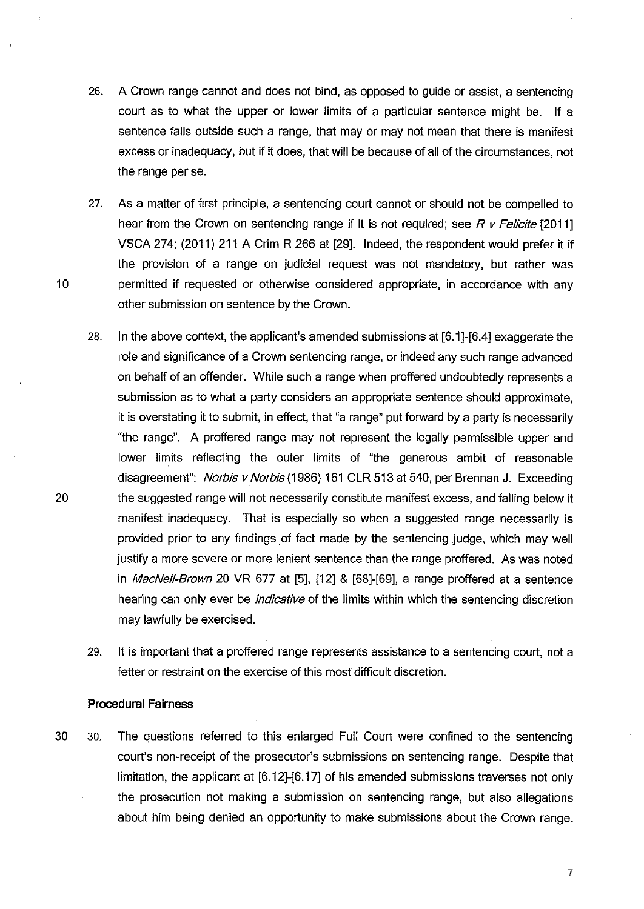26. A Crown range cannot and does not bind, as opposed to guide or assist, a sentencing court as to what the upper or lower limits of a particular sentence might be. If a sentence falls outside such a range, that may or may not mean that there is manifest excess or inadequacy, but if it does, that will be because of all of the circumstances, not the range per se.

27. As a matter of first principle, a sentencing court cannot or should not be compelled to hear from the Crown on sentencing range if it is not required; see *R v Felicite* [2011] VSCA 274; (2011) 211 A Crim R 266 at [29]. Indeed, the respondent would prefer it if the provision of a range on judicial request was not mandatory, but rather was permitted if requested or otherwise considered appropriate, in accordance with any other submission on sentence by the Crown.

28. In the above context, the applicant's amended submissions at [6.1]-[6.4] exaggerate the role and significance of a Crown sentencing range, or indeed any such range advanced on behalf of an offender. While such a range when proffered undoubtedly represents a submission as to what a party considers an appropriate sentence should approximate, it is overstating it to submit, in effect, that "a range" put forward by a party is necessarily "the range". A proffered range may not represent the legally permissible upper and lower limits reflecting the outer limits of "the generous ambit of reasonable disagreement": *Norbis v Norbis* (1986) 161 CLR 513 at 540, per Brennan J. Exceeding the suggested range will not necessarily constitute manifest excess, and falling below it manifest inadequacy. That is especially so when a suggested range necessarily is provided prior to any findings of fact made by the sentencing judge, which may well justify a more severe or more lenient sentence than the range proffered. As was noted in *MacNeil-Brown* 20 VR 677 at [5], [12] & [68]-[69], a range proffered at a sentence hearing can only ever be *indicative* of the limits within which the sentencing discretion may lawfully be exercised.

29. It is important that a proffered range represents assistance to a sentencing court, not a fetter or restraint on the exercise of this most difficult discretion.

**Procedural Fairness**

30. The questions referred to this enlarged Full Court were confined to the sentencing court's non-receipt of the prosecutor's submissions on sentencing range. Despite that limitation, the applicant at [6.12]-[6.17] of his amended submissions traverses not only the prosecution not making a submission on sentencing range, but also allegations about him being denied an opportunity to make submissions about the Crown range.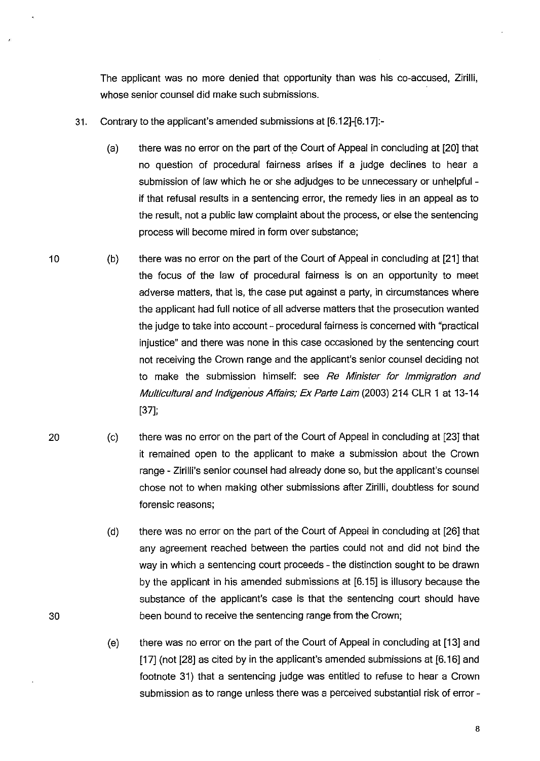The applicant was no more denied that opportunity than was his co-accused, Zirilli, whose senior counsel did make such submissions.

31. Contrary to the applicant's amended submissions at [6.12]-[6.17]:-

   (a) there was no error on the part of the Court of Appeal in concluding at [20] that no question of procedural fairness arises if a judge declines to hear a submission of law which he or she adjudges to be unnecessary or unhelpful - if that refusal results in a sentencing error, the remedy lies in an appeal as to the result, not a public law complaint about the process, or else the sentencing process will become mired in form over substance;

   (b) there was no error on the part of the Court of Appeal in concluding at [21] that the focus of the law of procedural fairness is on an opportunity to meet adverse matters, that is, the case put against a party, in circumstances where the applicant had full notice of all adverse matters that the prosecution wanted the judge to take into account - procedural fairness is concerned with "practical injustice" and there was none in this case occasioned by the sentencing court not receiving the Crown range and the applicant's senior counsel deciding not to make the submission himself: see *Re Minister for Immigration and Multicultural and Indigenous Affairs; Ex Parte Lam* (2003) 214 CLR 1 at 13-14 [37];

   (c) there was no error on the part of the Court of Appeal in concluding at [23] that it remained open to the applicant to make a submission about the Crown range - Zirilli's senior counsel had already done so, but the applicant's counsel chose not to when making other submissions after Zirilli, doubtless for sound forensic reasons;

   (d) there was no error on the part of the Court of Appeal in concluding at [26] that any agreement reached between the parties could not and did not bind the way in which a sentencing court proceeds - the distinction sought to be drawn by the applicant in his amended submissions at [6.15] is illusory because the substance of the applicant's case is that the sentencing court should have been bound to receive the sentencing range from the Crown;

   (e) there was no error on the part of the Court of Appeal in concluding at [13] and [17] (not [28] as cited by in the applicant's amended submissions at [6.16] and footnote 31) that a sentencing judge was entitled to refuse to hear a Crown submission as to range unless there was a perceived substantial risk of error -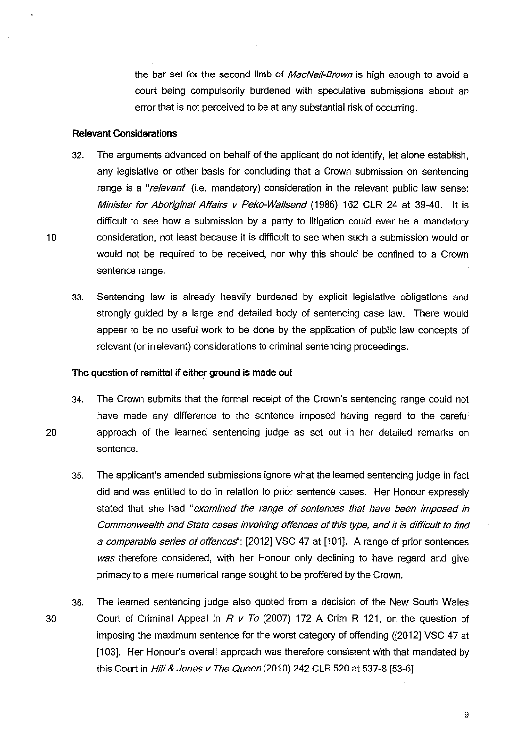the bar set for the second limb of *MacNeil-Brown* is high enough to avoid a court being compulsorily burdened with speculative submissions about an error that is not perceived to be at any substantial risk of occurring.

### Relevant Considerations

32. The arguments advanced on behalf of the applicant do not identify, let alone establish, any legislative or other basis for concluding that a Crown submission on sentencing range is a "*relevant*" (i.e. mandatory) consideration in the relevant public law sense: *Minister for Aboriginal Affairs v Peko-Wallsend* (1986) 162 CLR 24 at 39-40. It is difficult to see how a submission by a party to litigation could ever be a mandatory consideration, not least because it is difficult to see when such a submission would or would not be required to be received, nor why this should be confined to a Crown sentence range.

33. Sentencing law is already heavily burdened by explicit legislative obligations and strongly guided by a large and detailed body of sentencing case law. There would appear to be no useful work to be done by the application of public law concepts of relevant (or irrelevant) considerations to criminal sentencing proceedings.

### The question of remittal if either ground is made out

34. The Crown submits that the formal receipt of the Crown's sentencing range could not have made any difference to the sentence imposed having regard to the careful approach of the learned sentencing judge as set out in her detailed remarks on sentence.

35. The applicant's amended submissions ignore what the learned sentencing judge in fact did and was entitled to do in relation to prior sentence cases. Her Honour expressly stated that she had "*examined the range of sentences that have been imposed in Commonwealth and State cases involving offences of this type, and it is difficult to find a comparable series of offences*": [2012] VSC 47 at [101]. A range of prior sentences *was* therefore considered, with her Honour only declining to have regard and give primacy to a mere numerical range sought to be proffered by the Crown.

36. The learned sentencing judge also quoted from a decision of the New South Wales Court of Criminal Appeal in *R v To* (2007) 172 A Crim R 121, on the question of imposing the maximum sentence for the worst category of offending ([2012] VSC 47 at [103]. Her Honour's overall approach was therefore consistent with that mandated by this Court in *Hili & Jones v The Queen* (2010) 242 CLR 520 at 537-8 [53-6].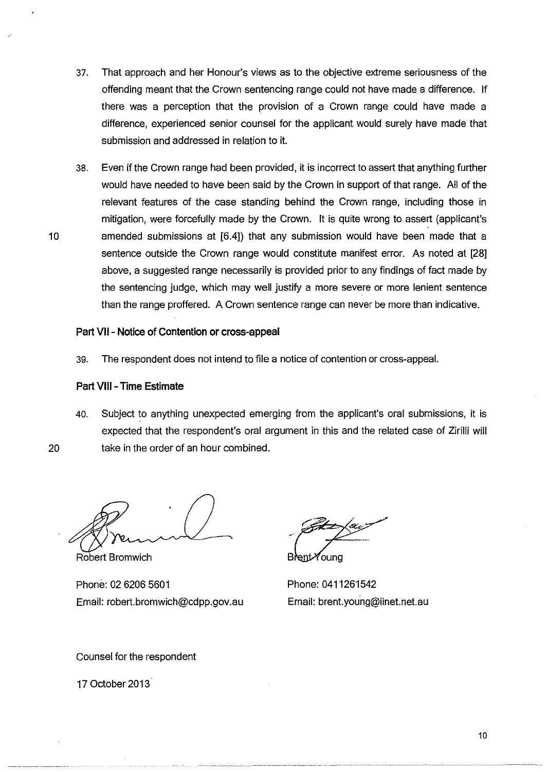37. That approach and her Honour's views as to the objective extreme seriousness of the offending meant that the Crown sentencing range could not have made a difference. If there was a perception that the provision of a Crown range could have made a difference, experienced senior counsel for the applicant would surely have made that submission and addressed in relation to it.

38. Even if the Crown range had been provided, it is incorrect to assert that anything further would have needed to have been said by the Crown in support of that range. All of the relevant features of the case standing behind the Crown range, including those in mitigation, were forcefully made by the Crown. It is quite wrong to assert (applicant's amended submissions at [6.4]) that any submission would have been made that a sentence outside the Crown range would constitute manifest error. As noted at [28] above, a suggested range necessarily is provided prior to any findings of fact made by the sentencing judge, which may well justify a more severe or more lenient sentence than the range proffered. A Crown sentence range can never be more than indicative.

**Part VII - Notice of Contention or cross-appeal**

39. The respondent does not intend to file a notice of contention or cross-appeal.

**Part VIII - Time Estimate**

40. Subject to anything unexpected emerging from the applicant's oral submissions, it is expected that the respondent's oral argument in this and the related case of Zirilli will take in the order of an hour combined.

Robert Bromwich

Phone: 02 6206 5601
Email: robert.bromwich@cdpp.gov.au

Brent Young

Phone: 0411261542
Email: brent.young@iinet.net.au

Counsel for the respondent

17 October 2013